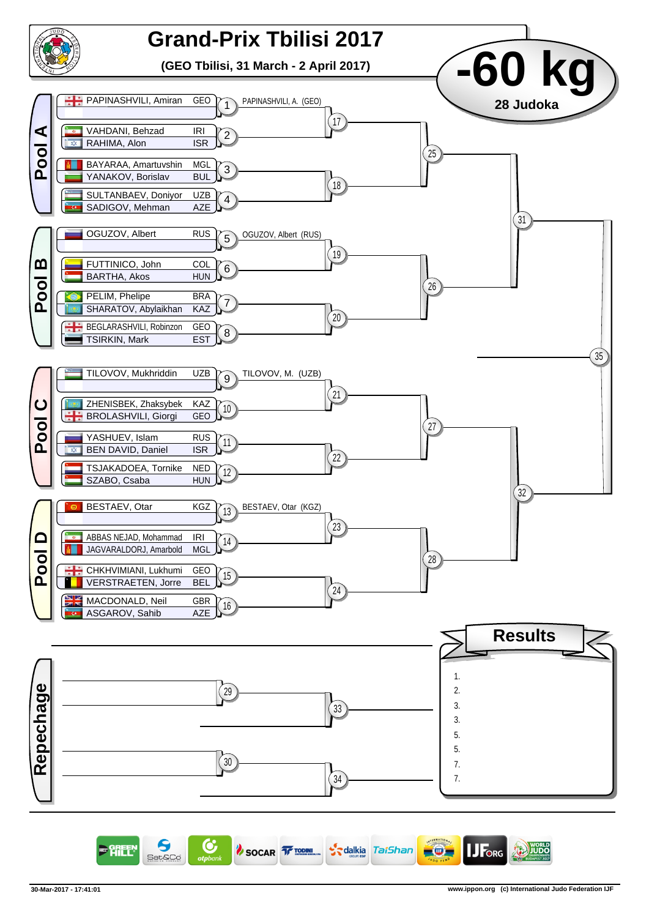# Grand-Prix Tbilisi 2017

**(GEO Tbilisi, 31 March - 2 April 2017)**

# -60 kg

**28 Judoka**

## Pool A

| Match | Athlete | Country |
|---|---|---|
| 1 | PAPINASHVILI, Amiran | GEO |
| | | |
| 2 | VAHDANI, Behzad | IRI |
| | RAHIMA, Alon | ISR |
| 3 | BAYARAA, Amartuvshin | MGL |
| | YANAKOV, Borislav | BUL |
| 4 | SULTANBAEV, Doniyor | UZB |
| | SADIGOV, Mehman | AZE |

Match 1: PAPINASHVILI, A. (GEO)

## Pool B

| Match | Athlete | Country |
|---|---|---|
| 5 | OGUZOV, Albert | RUS |
| | | |
| 6 | FUTTINICO, John | COL |
| | BARTHA, Akos | HUN |
| 7 | PELIM, Phelipe | BRA |
| | SHARATOV, Abylaikhan | KAZ |
| 8 | BEGLARASHVILI, Robinzon | GEO |
| | TSIRKIN, Mark | EST |

Match 5: OGUZOV, Albert (RUS)

## Pool C

| Match | Athlete | Country |
|---|---|---|
| 9 | TILOVOV, Mukhriddin | UZB |
| | | |
| 10 | ZHENISBEK, Zhaksybek | KAZ |
| | BROLASHVILI, Giorgi | GEO |
| 11 | YASHUEV, Islam | RUS |
| | BEN DAVID, Daniel | ISR |
| 12 | TSJAKADOEA, Tornike | NED |
| | SZABO, Csaba | HUN |

Match 9: TILOVOV, M. (UZB)

## Pool D

| Match | Athlete | Country |
|---|---|---|
| 13 | BESTAEV, Otar | KGZ |
| | | |
| 14 | ABBAS NEJAD, Mohammad | IRI |
| | JAGVARALDORJ, Amarbold | MGL |
| 15 | CHKHVIMIANI, Lukhumi | GEO |
| | VERSTRAETEN, Jorre | BEL |
| 16 | MACDONALD, Neil | GBR |
| | ASGAROV, Sahib | AZE |

Match 13: BESTAEV, Otar (KGZ)

Matches 17–28, semi-finals 31–32, final 35.

## Repechage

Matches 29, 30, 33, 34

## Results

1.
2.
3.
3.
5.
5.
7.
7.

30-Mar-2017 - 17:41:01

www.ippon.org (c) International Judo Federation IJF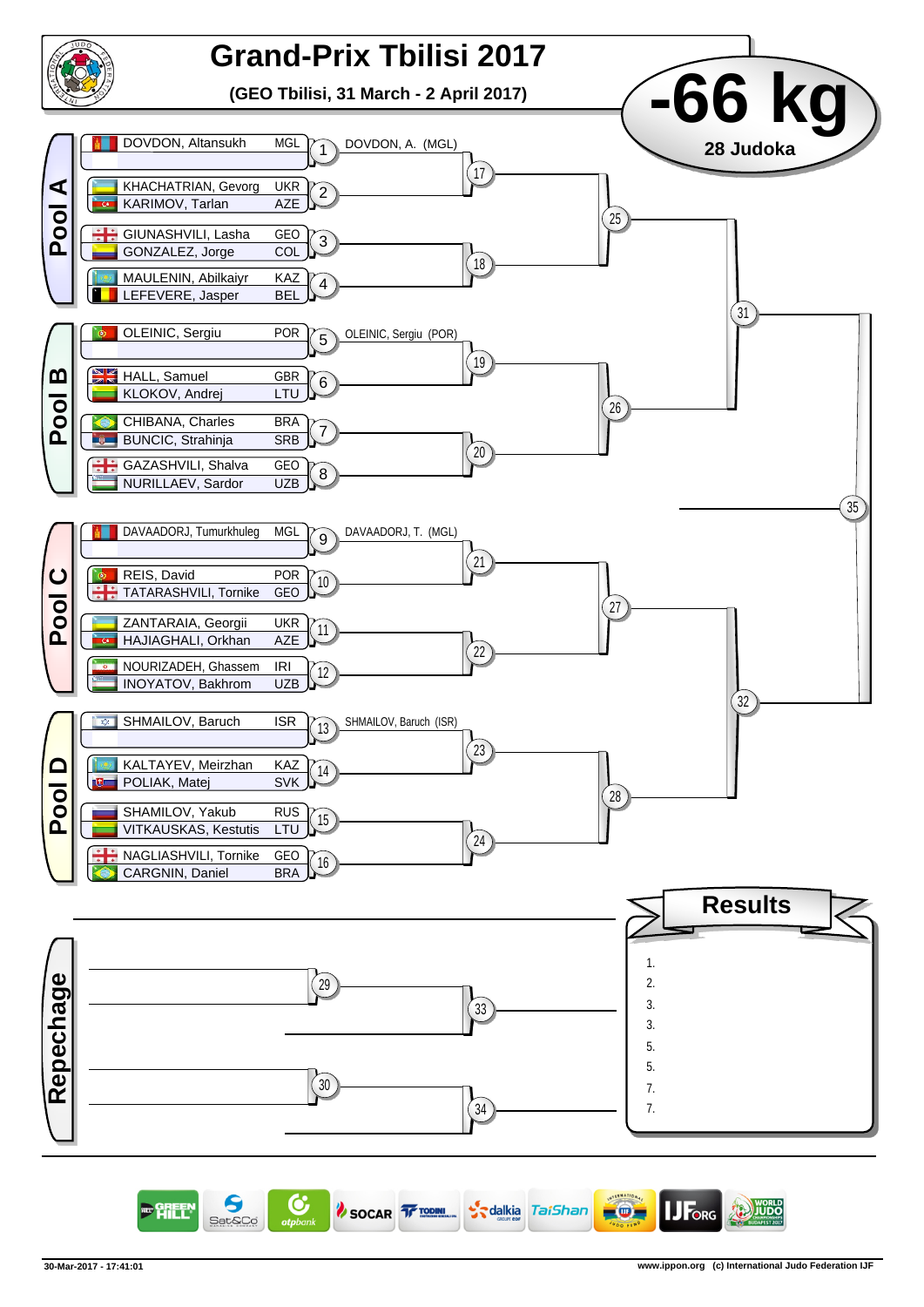# Grand-Prix Tbilisi 2017

**(GEO Tbilisi, 31 March - 2 April 2017)**

## -66 kg

**28 Judoka**

## Pool A

| Athlete | Country | Match |
|---|---|---|
| DOVDON, Altansukh | MGL | 1 |
| | | |
| KHACHATRIAN, Gevorg | UKR | 2 |
| KARIMOV, Tarlan | AZE | |
| GIUNASHVILI, Lasha | GEO | 3 |
| GONZALEZ, Jorge | COL | |
| MAULENIN, Abilkaiyr | KAZ | 4 |
| LEFEVERE, Jasper | BEL | |

Match 1: DOVDON, A. (MGL)

Matches: 17, 18, 25, 31

## Pool B

| Athlete | Country | Match |
|---|---|---|
| OLEINIC, Sergiu | POR | 5 |
| | | |
| HALL, Samuel | GBR | 6 |
| KLOKOV, Andrej | LTU | |
| CHIBANA, Charles | BRA | 7 |
| BUNCIC, Strahinja | SRB | |
| GAZASHVILI, Shalva | GEO | 8 |
| NURILLAEV, Sardor | UZB | |

Match 5: OLEINIC, Sergiu (POR)

Matches: 19, 20, 26, 35

## Pool C

| Athlete | Country | Match |
|---|---|---|
| DAVAADORJ, Tumurkhuleg | MGL | 9 |
| | | |
| REIS, David | POR | 10 |
| TATARASHVILI, Tornike | GEO | |
| ZANTARAIA, Georgii | UKR | 11 |
| HAJIAGHALI, Orkhan | AZE | |
| NOURIZADEH, Ghassem | IRI | 12 |
| INOYATOV, Bakhrom | UZB | |

Match 9: DAVAADORJ, T. (MGL)

Matches: 21, 22, 27, 32

## Pool D

| Athlete | Country | Match |
|---|---|---|
| SHMAILOV, Baruch | ISR | 13 |
| | | |
| KALTAYEV, Meirzhan | KAZ | 14 |
| POLIAK, Matej | SVK | |
| SHAMILOV, Yakub | RUS | 15 |
| VITKAUSKAS, Kestutis | LTU | |
| NAGLIASHVILI, Tornike | GEO | 16 |
| CARGNIN, Daniel | BRA | |

Match 13: SHMAILOV, Baruch (ISR)

Matches: 23, 24, 28

## Repechage

Matches: 29, 30, 33, 34

## Results

1.
2.
3.
3.
5.
5.
7.
7.

30-Mar-2017 - 17:41:01

www.ippon.org (c) International Judo Federation IJF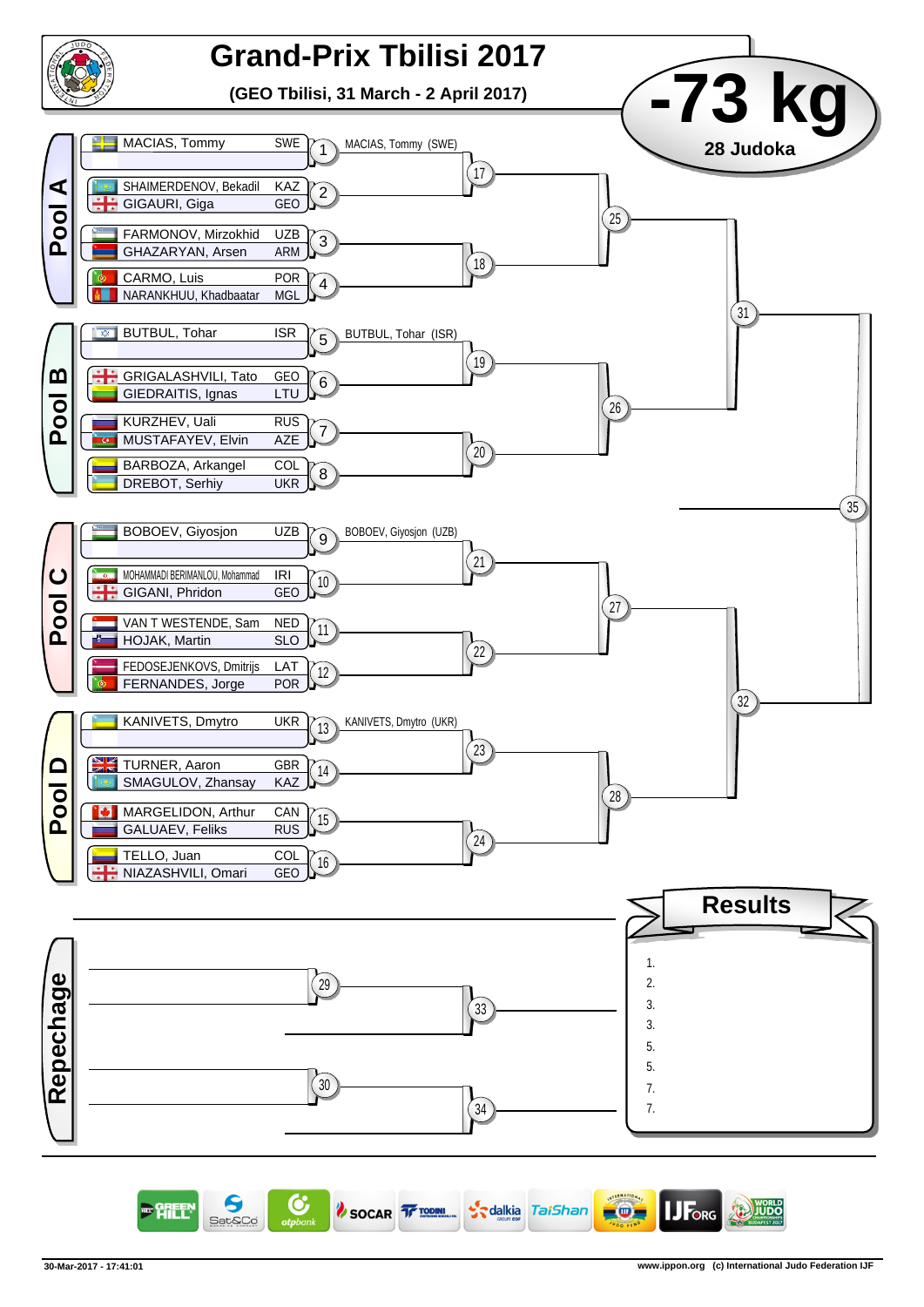# Grand-Prix Tbilisi 2017

**(GEO Tbilisi, 31 March - 2 April 2017)**

## -73 kg

**28 Judoka**

## Pool A

| Match | Athlete 1 | Country | Athlete 2 | Country | Winner |
|---|---|---|---|---|---|
| 1 | MACIAS, Tommy | SWE | | | MACIAS, Tommy (SWE) |
| 2 | SHAIMERDENOV, Bekadil | KAZ | GIGAURI, Giga | GEO | |
| 3 | FARMONOV, Mirzokhid | UZB | GHAZARYAN, Arsen | ARM | |
| 4 | CARMO, Luis | POR | NARANKHUU, Khadbaatar | MGL | |

## Pool B

| Match | Athlete 1 | Country | Athlete 2 | Country | Winner |
|---|---|---|---|---|---|
| 5 | BUTBUL, Tohar | ISR | | | BUTBUL, Tohar (ISR) |
| 6 | GRIGALASHVILI, Tato | GEO | GIEDRAITIS, Ignas | LTU | |
| 7 | KURZHEV, Uali | RUS | MUSTAFAYEV, Elvin | AZE | |
| 8 | BARBOZA, Arkangel | COL | DREBOT, Serhiy | UKR | |

## Pool C

| Match | Athlete 1 | Country | Athlete 2 | Country | Winner |
|---|---|---|---|---|---|
| 9 | BOBOEV, Giyosjon | UZB | | | BOBOEV, Giyosjon (UZB) |
| 10 | MOHAMMADI BERIMANLOU, Mohammad | IRI | GIGANI, Phridon | GEO | |
| 11 | VAN T WESTENDE, Sam | NED | HOJAK, Martin | SLO | |
| 12 | FEDOSEJENKOVS, Dmitrijs | LAT | FERNANDES, Jorge | POR | |

## Pool D

| Match | Athlete 1 | Country | Athlete 2 | Country | Winner |
|---|---|---|---|---|---|
| 13 | KANIVETS, Dmytro | UKR | | | KANIVETS, Dmytro (UKR) |
| 14 | TURNER, Aaron | GBR | SMAGULOV, Zhansay | KAZ | |
| 15 | MARGELIDON, Arthur | CAN | GALUAEV, Feliks | RUS | |
| 16 | TELLO, Juan | COL | NIAZASHVILI, Omari | GEO | |

Further rounds: 17, 18, 19, 20, 21, 22, 23, 24 → 25, 26, 27, 28 → 31, 32 → 35

## Repechage

29, 30 → 33, 34

## Results

1.
2.
3.
3.
5.
5.
7.
7.

30-Mar-2017 - 17:41:01

www.ippon.org (c) International Judo Federation IJF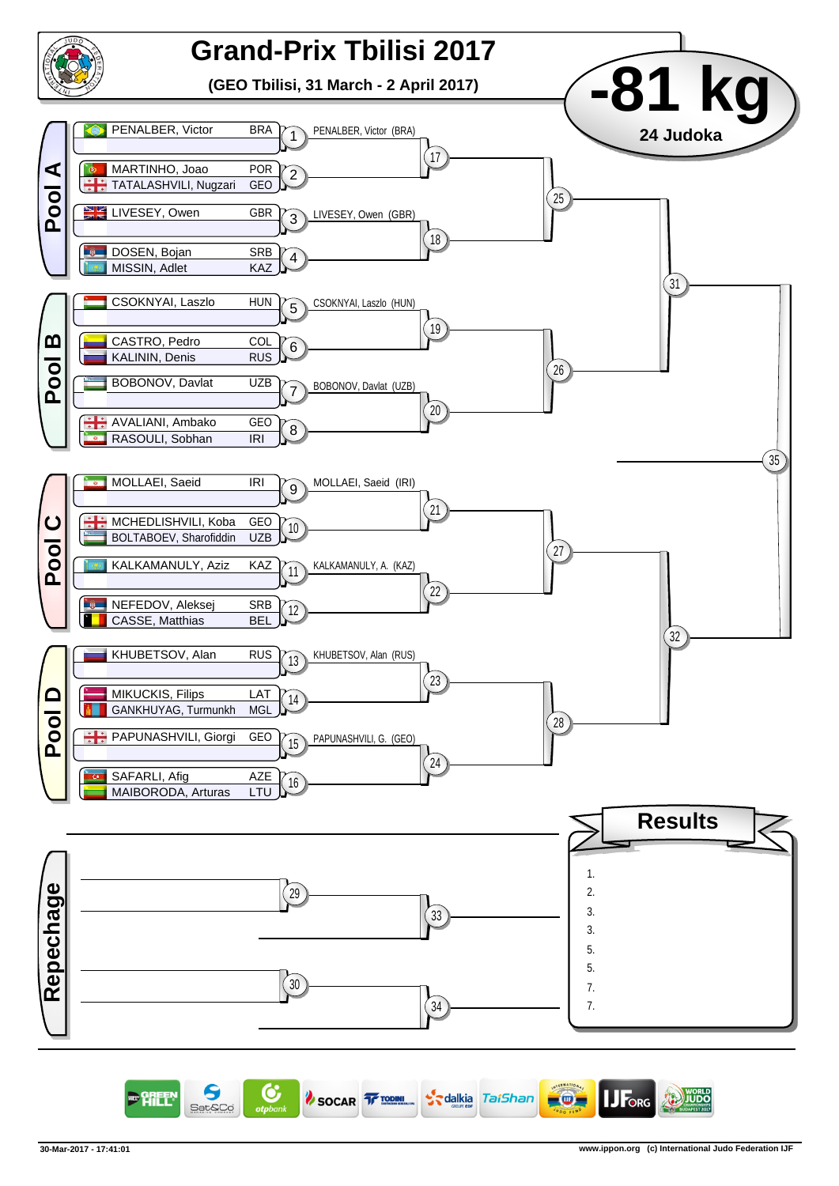# Grand-Prix Tbilisi 2017

**(GEO Tbilisi, 31 March - 2 April 2017)**

# -81 kg

**24 Judoka**

## Pool A

| Athlete | Country | Match |
|---|---|---|
| PENALBER, Victor | BRA | 1 |
| MARTINHO, Joao | POR | 2 |
| TATALASHVILI, Nugzari | GEO | 2 |
| LIVESEY, Owen | GBR | 3 |
| DOSEN, Bojan | SRB | 4 |
| MISSIN, Adlet | KAZ | 4 |

Match 1: PENALBER, Victor (BRA)

Match 3: LIVESEY, Owen (GBR)

Matches 17, 18, 25, 31

## Pool B

| Athlete | Country | Match |
|---|---|---|
| CSOKNYAI, Laszlo | HUN | 5 |
| CASTRO, Pedro | COL | 6 |
| KALININ, Denis | RUS | 6 |
| BOBONOV, Davlat | UZB | 7 |
| AVALIANI, Ambako | GEO | 8 |
| RASOULI, Sobhan | IRI | 8 |

Match 5: CSOKNYAI, Laszlo (HUN)

Match 7: BOBONOV, Davlat (UZB)

Matches 19, 20, 26, 35

## Pool C

| Athlete | Country | Match |
|---|---|---|
| MOLLAEI, Saeid | IRI | 9 |
| MCHEDLISHVILI, Koba | GEO | 10 |
| BOLTABOEV, Sharofiddin | UZB | 10 |
| KALKAMANULY, Aziz | KAZ | 11 |
| NEFEDOV, Aleksej | SRB | 12 |
| CASSE, Matthias | BEL | 12 |

Match 9: MOLLAEI, Saeid (IRI)

Match 11: KALKAMANULY, A. (KAZ)

Matches 21, 22, 27, 32

## Pool D

| Athlete | Country | Match |
|---|---|---|
| KHUBETSOV, Alan | RUS | 13 |
| MIKUCKIS, Filips | LAT | 14 |
| GANKHUYAG, Turmunkh | MGL | 14 |
| PAPUNASHVILI, Giorgi | GEO | 15 |
| SAFARLI, Afig | AZE | 16 |
| MAIBORODA, Arturas | LTU | 16 |

Match 13: KHUBETSOV, Alan (RUS)

Match 15: PAPUNASHVILI, G. (GEO)

Matches 23, 24, 28

## Repechage

Matches 29, 30, 33, 34

## Results

1.
2.
3.
3.
5.
5.
7.
7.

30-Mar-2017 - 17:41:01

www.ippon.org (c) International Judo Federation IJF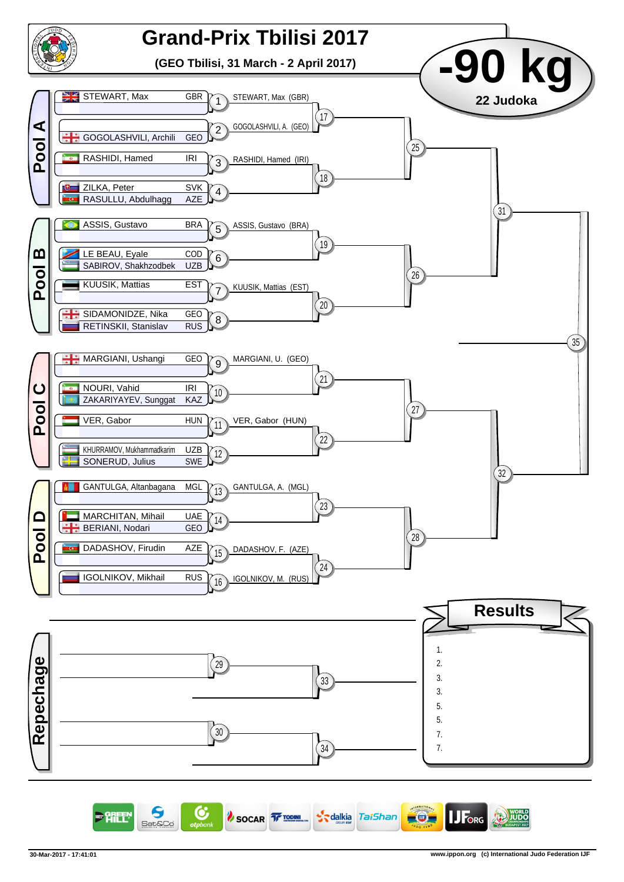# Grand-Prix Tbilisi 2017

**(GEO Tbilisi, 31 March - 2 April 2017)**

# -90 kg

**22 Judoka**

## Pool A

| Match | Competitor(s) | Country | Winner |
|---|---|---|---|
| 1 | STEWART, Max | GBR | STEWART, Max (GBR) |
| 2 | GOGOLASHVILI, Archili | GEO | GOGOLASHVILI, A. (GEO) |
| 3 | RASHIDI, Hamed | IRI | RASHIDI, Hamed (IRI) |
| 4 | ZILKA, Peter / RASULLU, Abdulhagg | SVK / AZE | |

Matches 17, 18, 25, 31

## Pool B

| Match | Competitor(s) | Country | Winner |
|---|---|---|---|
| 5 | ASSIS, Gustavo | BRA | ASSIS, Gustavo (BRA) |
| 6 | LE BEAU, Eyale / SABIROV, Shakhzodbek | COD / UZB | |
| 7 | KUUSIK, Mattias | EST | KUUSIK, Mattias (EST) |
| 8 | SIDAMONIDZE, Nika / RETINSKII, Stanislav | GEO / RUS | |

Matches 19, 20, 26, 35

## Pool C

| Match | Competitor(s) | Country | Winner |
|---|---|---|---|
| 9 | MARGIANI, Ushangi | GEO | MARGIANI, U. (GEO) |
| 10 | NOURI, Vahid / ZAKARIYAYEV, Sunggat | IRI / KAZ | |
| 11 | VER, Gabor | HUN | VER, Gabor (HUN) |
| 12 | KHURRAMOV, Mukhammadkarim / SONERUD, Julius | UZB / SWE | |

Matches 21, 22, 27, 32

## Pool D

| Match | Competitor(s) | Country | Winner |
|---|---|---|---|
| 13 | GANTULGA, Altanbagana | MGL | GANTULGA, A. (MGL) |
| 14 | MARCHITAN, Mihail / BERIANI, Nodari | UAE / GEO | |
| 15 | DADASHOV, Firudin | AZE | DADASHOV, F. (AZE) |
| 16 | IGOLNIKOV, Mikhail | RUS | IGOLNIKOV, M. (RUS) |

Matches 23, 24, 28

## Repechage

Matches 29, 30, 33, 34

## Results

1.
2.
3.
3.
5.
5.
7.
7.

30-Mar-2017 - 17:41:01

www.ippon.org (c) International Judo Federation IJF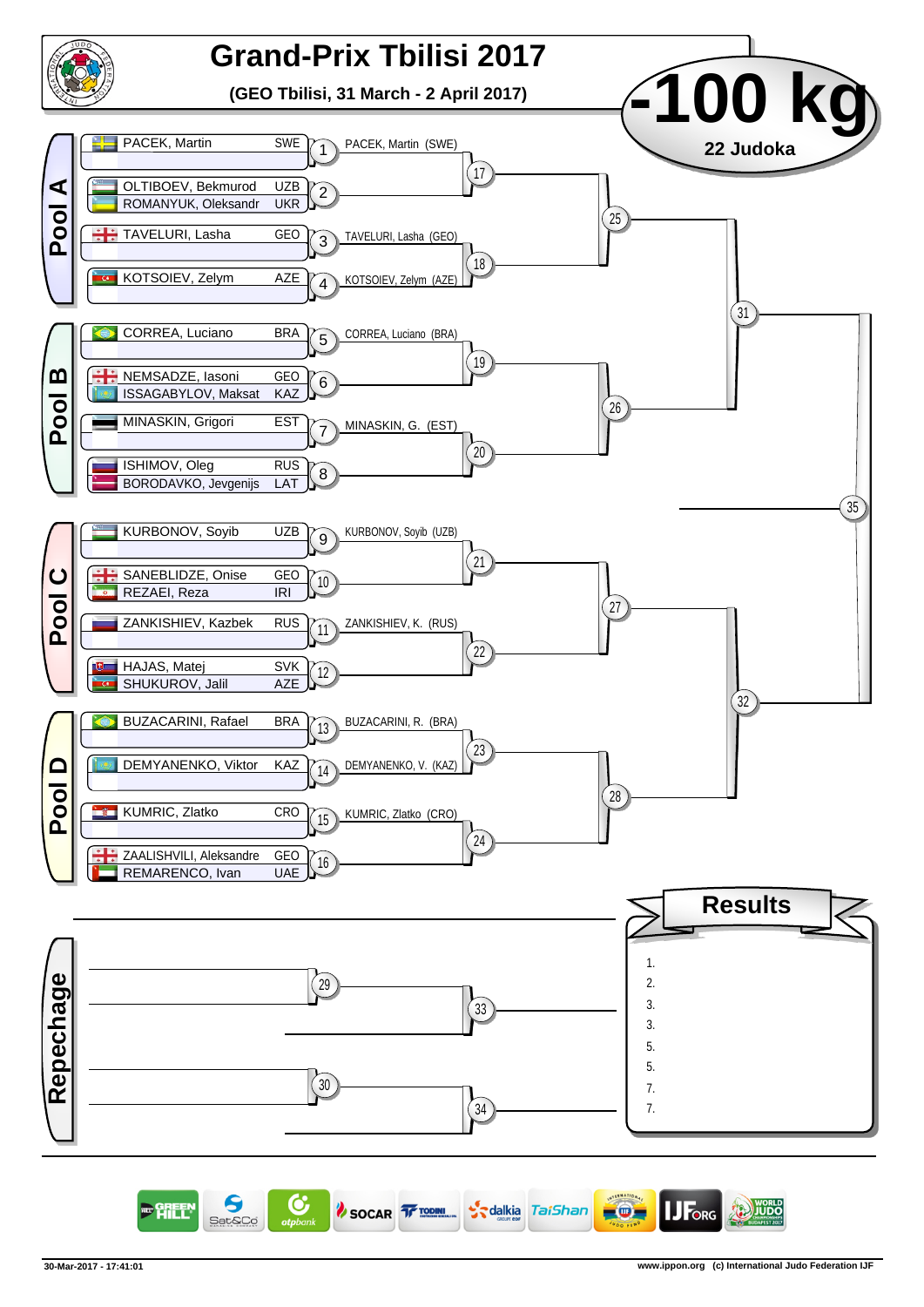# Grand-Prix Tbilisi 2017

**(GEO Tbilisi, 31 March - 2 April 2017)**

## -100 kg

**22 Judoka**

## Pool A

| Contest | Competitor(s) | Winner |
|---|---|---|
| 1 | PACEK, Martin (SWE) | PACEK, Martin (SWE) |
| 2 | OLTIBOEV, Bekmurod (UZB) – ROMANYUK, Oleksandr (UKR) | |
| 3 | TAVELURI, Lasha (GEO) | TAVELURI, Lasha (GEO) |
| 4 | KOTSOIEV, Zelym (AZE) | KOTSOIEV, Zelym (AZE) |

## Pool B

| Contest | Competitor(s) | Winner |
|---|---|---|
| 5 | CORREA, Luciano (BRA) | CORREA, Luciano (BRA) |
| 6 | NEMSADZE, Iasoni (GEO) – ISSAGABYLOV, Maksat (KAZ) | |
| 7 | MINASKIN, Grigori (EST) | MINASKIN, G. (EST) |
| 8 | ISHIMOV, Oleg (RUS) – BORODAVKO, Jevgenijs (LAT) | |

## Pool C

| Contest | Competitor(s) | Winner |
|---|---|---|
| 9 | KURBONOV, Soyib (UZB) | KURBONOV, Soyib (UZB) |
| 10 | SANEBLIDZE, Onise (GEO) – REZAEI, Reza (IRI) | |
| 11 | ZANKISHIEV, Kazbek (RUS) | ZANKISHIEV, K. (RUS) |
| 12 | HAJAS, Matej (SVK) – SHUKUROV, Jalil (AZE) | |

## Pool D

| Contest | Competitor(s) | Winner |
|---|---|---|
| 13 | BUZACARINI, Rafael (BRA) | BUZACARINI, R. (BRA) |
| 14 | DEMYANENKO, Viktor (KAZ) | DEMYANENKO, V. (KAZ) |
| 15 | KUMRIC, Zlatko (CRO) | KUMRIC, Zlatko (CRO) |
| 16 | ZAALISHVILI, Aleksandre (GEO) – REMARENCO, Ivan (UAE) | |

Further contests: 17, 18, 19, 20, 21, 22, 23, 24, 25, 26, 27, 28, 31, 32, 35

## Repechage

Contests: 29, 30, 33, 34

## Results

1.
2.
3.
3.
5.
5.
7.
7.

30-Mar-2017 - 17:41:01

www.ippon.org (c) International Judo Federation IJF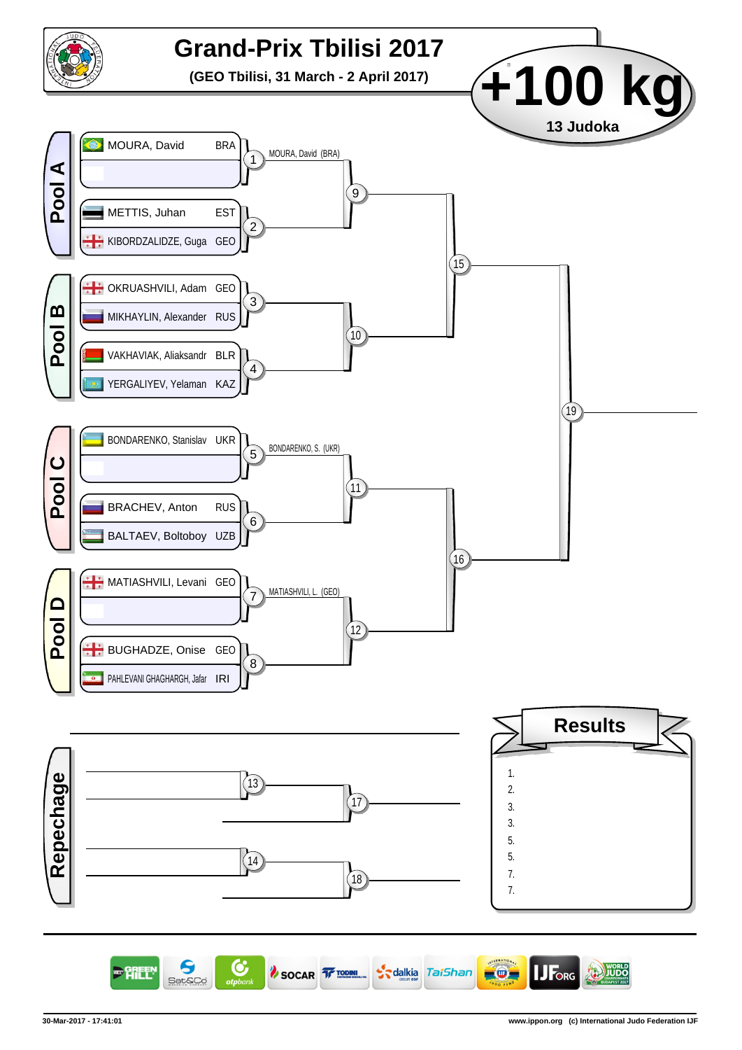# Grand-Prix Tbilisi 2017

**(GEO Tbilisi, 31 March - 2 April 2017)**

## +100 kg

**13 Judoka**

## Pool A

| Match | Athlete | Country |
|---|---|---|
| 1 | MOURA, David | BRA |
| 1 | | |
| 2 | METTIS, Juhan | EST |
| 2 | KIBORDZALIDZE, Guga | GEO |

- Match 1: MOURA, David (BRA)
- Match 9
- Match 15

## Pool B

| Match | Athlete | Country |
|---|---|---|
| 3 | OKRUASHVILI, Adam | GEO |
| 3 | MIKHAYLIN, Alexander | RUS |
| 4 | VAKHAVIAK, Aliaksandr | BLR |
| 4 | YERGALIYEV, Yelaman | KAZ |

- Match 10
- Match 19

## Pool C

| Match | Athlete | Country |
|---|---|---|
| 5 | BONDARENKO, Stanislav | UKR |
| 5 | | |
| 6 | BRACHEV, Anton | RUS |
| 6 | BALTAEV, Boltoboy | UZB |

- Match 5: BONDARENKO, S. (UKR)
- Match 11
- Match 16

## Pool D

| Match | Athlete | Country |
|---|---|---|
| 7 | MATIASHVILI, Levani | GEO |
| 7 | | |
| 8 | BUGHADZE, Onise | GEO |
| 8 | PAHLEVANI GHAGHARGH, Jafar | IRI |

- Match 7: MATIASHVILI, L. (GEO)
- Match 12

## Repechage

- Match 13
- Match 14
- Match 17
- Match 18

## Results

1.
2.
3.
3.
5.
5.
7.
7.

30-Mar-2017 - 17:41:01

www.ippon.org (c) International Judo Federation IJF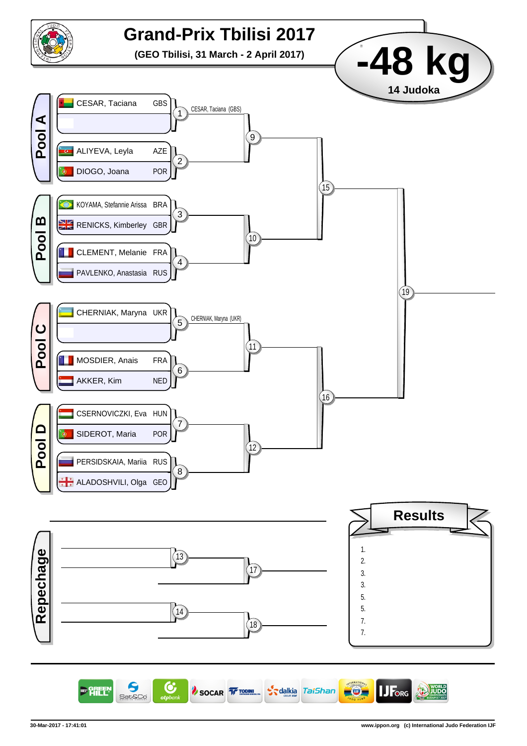# Grand-Prix Tbilisi 2017

**(GEO Tbilisi, 31 March - 2 April 2017)**

# -48 kg

**14 Judoka**

## Pool A

| Match | Judoka | Country |
|---|---|---|
| 1 | CESAR, Taciana | GBS |
| 1 | | |
| 2 | ALIYEVA, Leyla | AZE |
| 2 | DIOGO, Joana | POR |

Match 1: CESAR, Taciana (GBS)

## Pool B

| Match | Judoka | Country |
|---|---|---|
| 3 | KOYAMA, Stefannie Arissa | BRA |
| 3 | RENICKS, Kimberley | GBR |
| 4 | CLEMENT, Melanie | FRA |
| 4 | PAVLENKO, Anastasia | RUS |

## Pool C

| Match | Judoka | Country |
|---|---|---|
| 5 | CHERNIAK, Maryna | UKR |
| 5 | | |
| 6 | MOSDIER, Anais | FRA |
| 6 | AKKER, Kim | NED |

Match 5: CHERNIAK, Maryna (UKR)

## Pool D

| Match | Judoka | Country |
|---|---|---|
| 7 | CSERNOVICZKI, Eva | HUN |
| 7 | SIDEROT, Maria | POR |
| 8 | PERSIDSKAIA, Mariia | RUS |
| 8 | ALADOSHVILI, Olga | GEO |

Matches: 9, 10, 11, 12, 15, 16, 19

## Repechage

Matches: 13, 14, 17, 18

## Results

1.
2.
3.
3.
5.
5.
7.
7.

30-Mar-2017 - 17:41:01

www.ippon.org (c) International Judo Federation IJF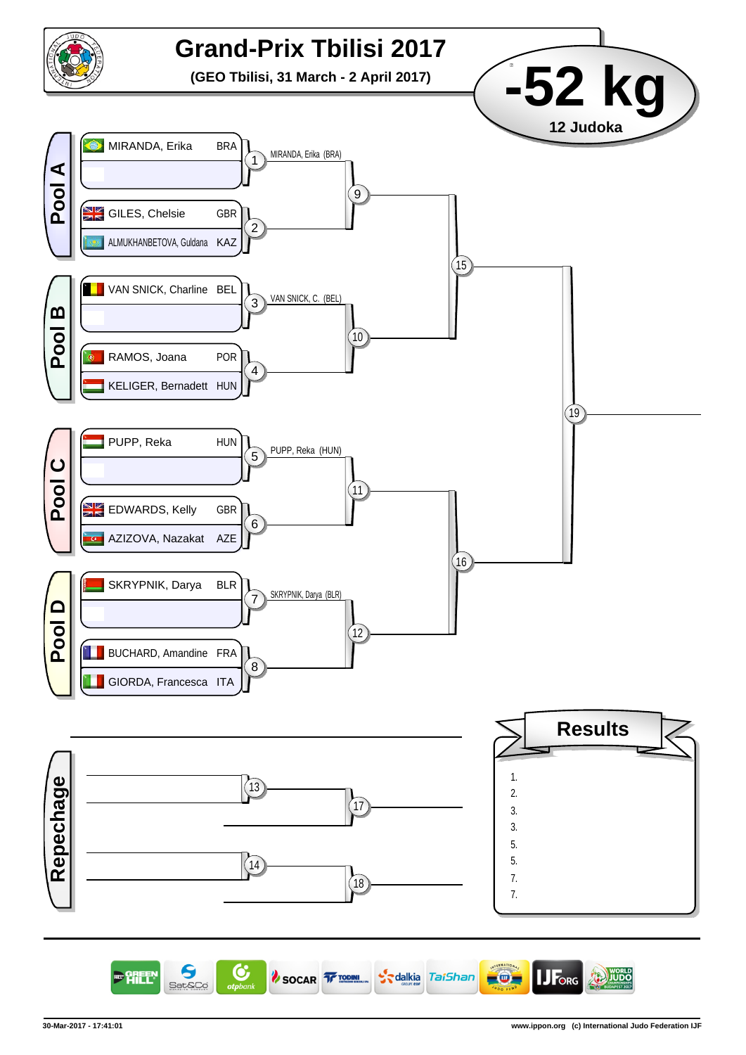# Grand-Prix Tbilisi 2017

**(GEO Tbilisi, 31 March - 2 April 2017)**

# -52 kg

**12 Judoka**

## Pool A

- MIRANDA, Erika BRA
- (1) → MIRANDA, Erika (BRA)
- GILES, Chelsie GBR
- ALMUKHANBETOVA, Guldana KAZ
- (2)
- (9)

## Pool B

- VAN SNICK, Charline BEL
- (3) → VAN SNICK, C. (BEL)
- RAMOS, Joana POR
- KELIGER, Bernadett HUN
- (4)
- (10)

(15)

(19)

## Pool C

- PUPP, Reka HUN
- (5) → PUPP, Reka (HUN)
- EDWARDS, Kelly GBR
- AZIZOVA, Nazakat AZE
- (6)
- (11)

## Pool D

- SKRYPNIK, Darya BLR
- (7) → SKRYPNIK, Darya (BLR)
- BUCHARD, Amandine FRA
- GIORDA, Francesca ITA
- (8)
- (12)

(16)

## Repechage

- (13)
- (17)
- (14)
- (18)

## Results

1.
2.
3.
3.
5.
5.
7.
7.

30-Mar-2017 - 17:41:01

www.ippon.org (c) International Judo Federation IJF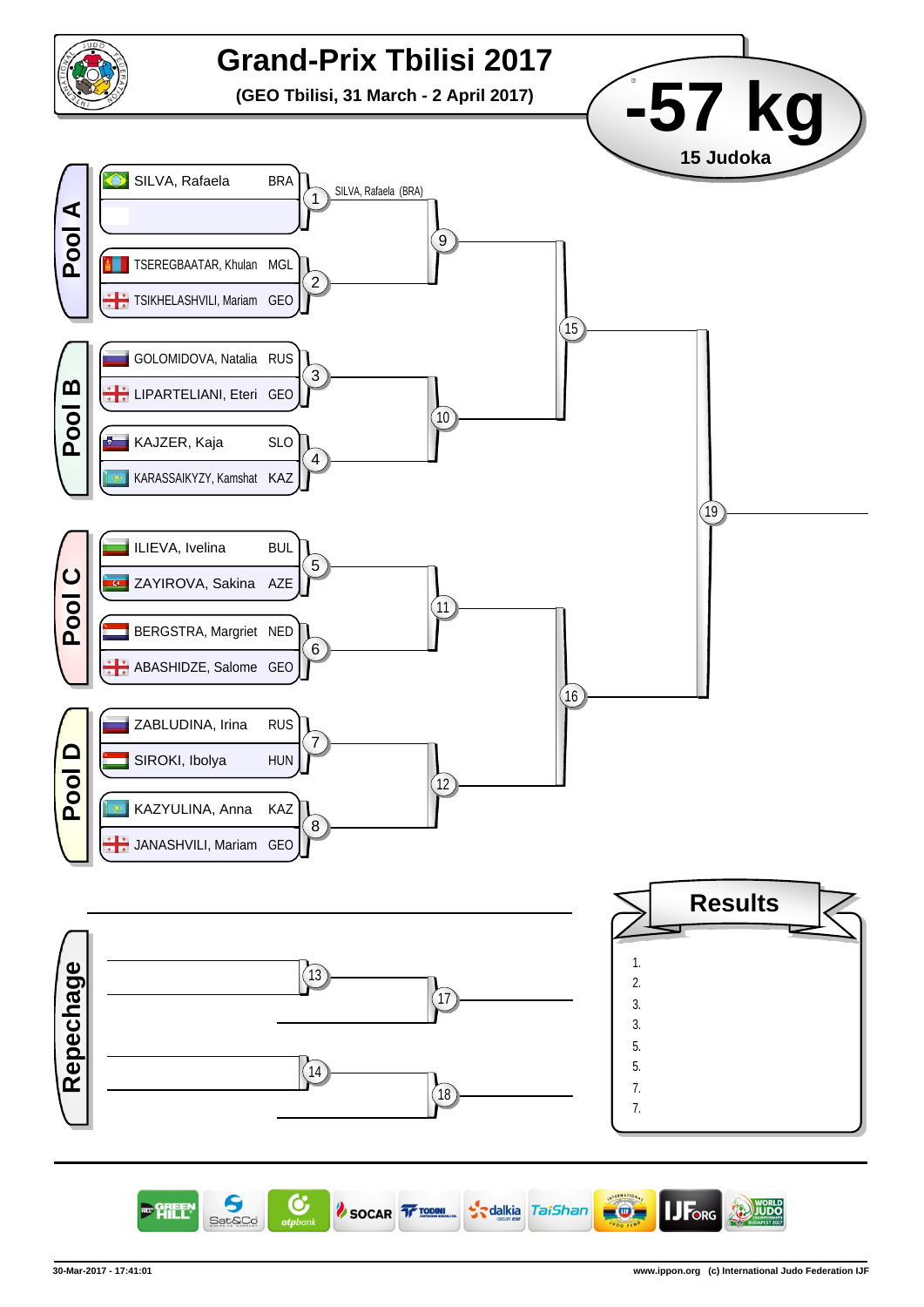# Grand-Prix Tbilisi 2017

**(GEO Tbilisi, 31 March - 2 April 2017)**

# -57 kg

**15 Judoka**

## Pool A

| Match | Competitor | Country |
|---|---|---|
| 1 | SILVA, Rafaela | BRA |
| 1 | | |
| 2 | TSEREGBAATAR, Khulan | MGL |
| 2 | TSIKHELASHVILI, Mariam | GEO |

Match 1: SILVA, Rafaela (BRA)

## Pool B

| Match | Competitor | Country |
|---|---|---|
| 3 | GOLOMIDOVA, Natalia | RUS |
| 3 | LIPARTELIANI, Eteri | GEO |
| 4 | KAJZER, Kaja | SLO |
| 4 | KARASSAIKYZY, Kamshat | KAZ |

## Pool C

| Match | Competitor | Country |
|---|---|---|
| 5 | ILIEVA, Ivelina | BUL |
| 5 | ZAYIROVA, Sakina | AZE |
| 6 | BERGSTRA, Margriet | NED |
| 6 | ABASHIDZE, Salome | GEO |

## Pool D

| Match | Competitor | Country |
|---|---|---|
| 7 | ZABLUDINA, Irina | RUS |
| 7 | SIROKI, Ibolya | HUN |
| 8 | KAZYULINA, Anna | KAZ |
| 8 | JANASHVILI, Mariam | GEO |

Further rounds: 9, 10, 11, 12, 15, 16, 19

## Repechage

13, 14, 17, 18

## Results

1.
2.
3.
3.
5.
5.
7.
7.

30-Mar-2017 - 17:41:01

www.ippon.org (c) International Judo Federation IJF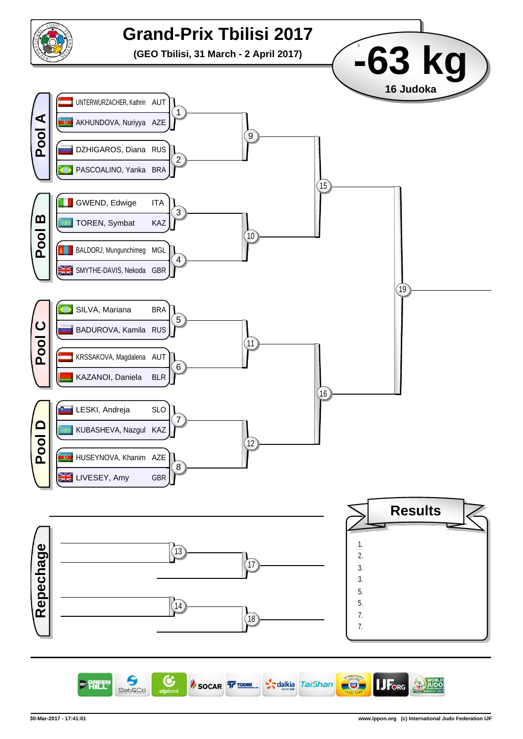# Grand-Prix Tbilisi 2017

**(GEO Tbilisi, 31 March - 2 April 2017)**

## -63 kg

**16 Judoka**

### Pool A

| Athlete | Country | Match |
|---|---|---|
| UNTERWURZACHER, Kathrin | AUT | 1 |
| AKHUNDOVA, Nuriyya | AZE | 1 |
| DZHIGAROS, Diana | RUS | 2 |
| PASCOALINO, Yanka | BRA | 2 |

### Pool B

| Athlete | Country | Match |
|---|---|---|
| GWEND, Edwige | ITA | 3 |
| TOREN, Symbat | KAZ | 3 |
| BALDORJ, Mungunchimeg | MGL | 4 |
| SMYTHE-DAVIS, Nekoda | GBR | 4 |

### Pool C

| Athlete | Country | Match |
|---|---|---|
| SILVA, Mariana | BRA | 5 |
| BADUROVA, Kamila | RUS | 5 |
| KRSSAKOVA, Magdalena | AUT | 6 |
| KAZANOI, Daniela | BLR | 6 |

### Pool D

| Athlete | Country | Match |
|---|---|---|
| LESKI, Andreja | SLO | 7 |
| KUBASHEVA, Nazgul | KAZ | 7 |
| HUSEYNOVA, Khanim | AZE | 8 |
| LIVESEY, Amy | GBR | 8 |

Matches 9, 10, 11, 12, 15, 16, 19

### Repechage

Matches 13, 14, 17, 18

### Results

1.
2.
3.
3.
5.
5.
7.
7.

30-Mar-2017 - 17:41:01

www.ippon.org (c) International Judo Federation IJF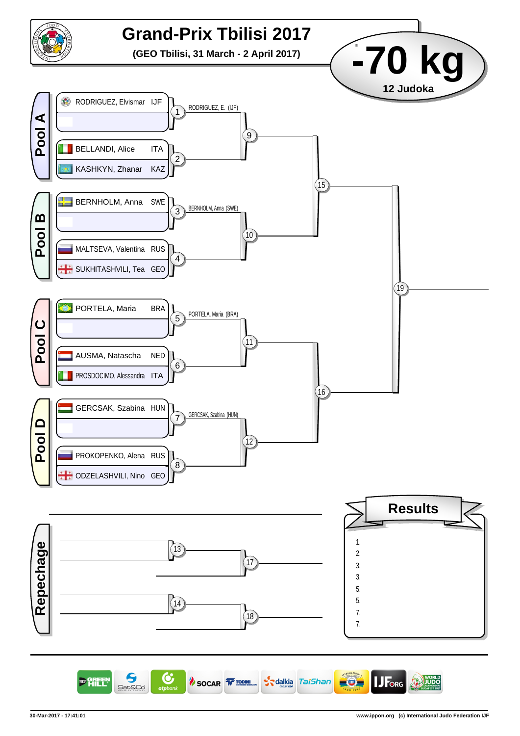# Grand-Prix Tbilisi 2017

**(GEO Tbilisi, 31 March - 2 April 2017)**

# -70 kg

**12 Judoka**

## Pool A

| Contest | Competitor | Country | Winner |
|---|---|---|---|
| 1 | RODRIGUEZ, Elvismar | IJF | RODRIGUEZ, E. (IJF) |
| 1 | | | |
| 2 | BELLANDI, Alice | ITA | |
| 2 | KASHKYN, Zhanar | KAZ | |

## Pool B

| Contest | Competitor | Country | Winner |
|---|---|---|---|
| 3 | BERNHOLM, Anna | SWE | BERNHOLM, Anna (SWE) |
| 3 | | | |
| 4 | MALTSEVA, Valentina | RUS | |
| 4 | SUKHITASHVILI, Tea | GEO | |

## Pool C

| Contest | Competitor | Country | Winner |
|---|---|---|---|
| 5 | PORTELA, Maria | BRA | PORTELA, Maria (BRA) |
| 5 | | | |
| 6 | AUSMA, Natascha | NED | |
| 6 | PROSDOCIMO, Alessandra | ITA | |

## Pool D

| Contest | Competitor | Country | Winner |
|---|---|---|---|
| 7 | GERCSAK, Szabina | HUN | GERCSAK, Szabina (HUN) |
| 7 | | | |
| 8 | PROKOPENKO, Alena | RUS | |
| 8 | ODZELASHVILI, Nino | GEO | |

Contests: 9, 10, 11, 12, 15, 16, 19

## Repechage

Contests: 13, 14, 17, 18

## Results

1.
2.
3.
3.
5.
5.
7.
7.

30-Mar-2017 - 17:41:01

www.ippon.org (c) International Judo Federation IJF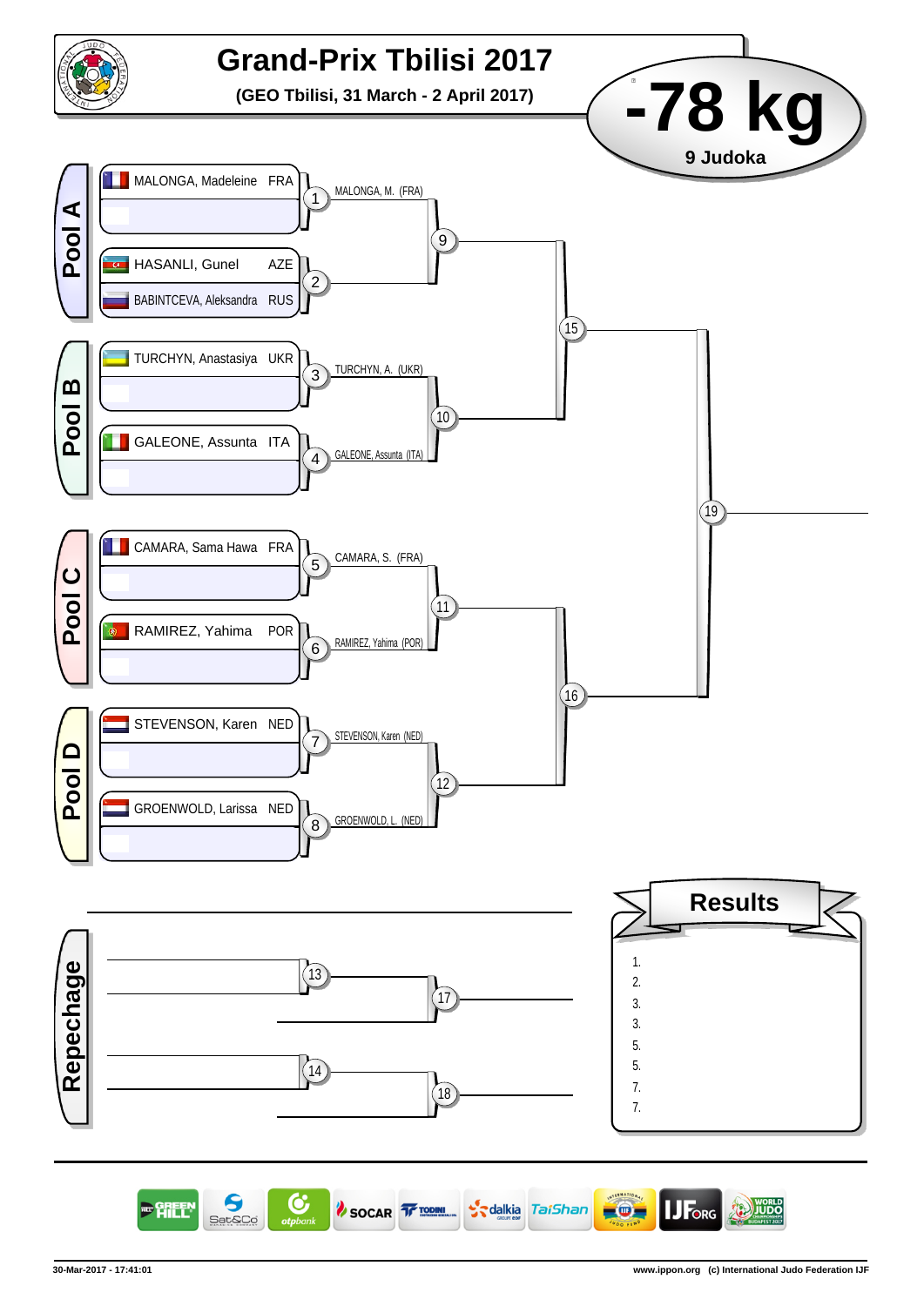# Grand-Prix Tbilisi 2017

**(GEO Tbilisi, 31 March - 2 April 2017)**

## -78 kg

**9 Judoka**

### Pool A

| Athlete | Country | Match | Winner |
|---|---|---|---|
| MALONGA, Madeleine | FRA | 1 | MALONGA, M. (FRA) |
| | | | |
| HASANLI, Gunel | AZE | 2 | |
| BABINTCEVA, Aleksandra | RUS | | |

Match 9

### Pool B

| Athlete | Country | Match | Winner |
|---|---|---|---|
| TURCHYN, Anastasiya | UKR | 3 | TURCHYN, A. (UKR) |
| | | | |
| GALEONE, Assunta | ITA | 4 | GALEONE, Assunta (ITA) |
| | | | |

Match 10

Match 15

### Pool C

| Athlete | Country | Match | Winner |
|---|---|---|---|
| CAMARA, Sama Hawa | FRA | 5 | CAMARA, S. (FRA) |
| | | | |
| RAMIREZ, Yahima | POR | 6 | RAMIREZ, Yahima (POR) |
| | | | |

Match 11

### Pool D

| Athlete | Country | Match | Winner |
|---|---|---|---|
| STEVENSON, Karen | NED | 7 | STEVENSON, Karen (NED) |
| | | | |
| GROENWOLD, Larissa | NED | 8 | GROENWOLD, L. (NED) |
| | | | |

Match 12

Match 16

Match 19

### Repechage

Match 13 → Match 17

Match 14 → Match 18

### Results

1.
2.
3.
3.
5.
5.
7.
7.

30-Mar-2017 - 17:41:01

www.ippon.org (c) International Judo Federation IJF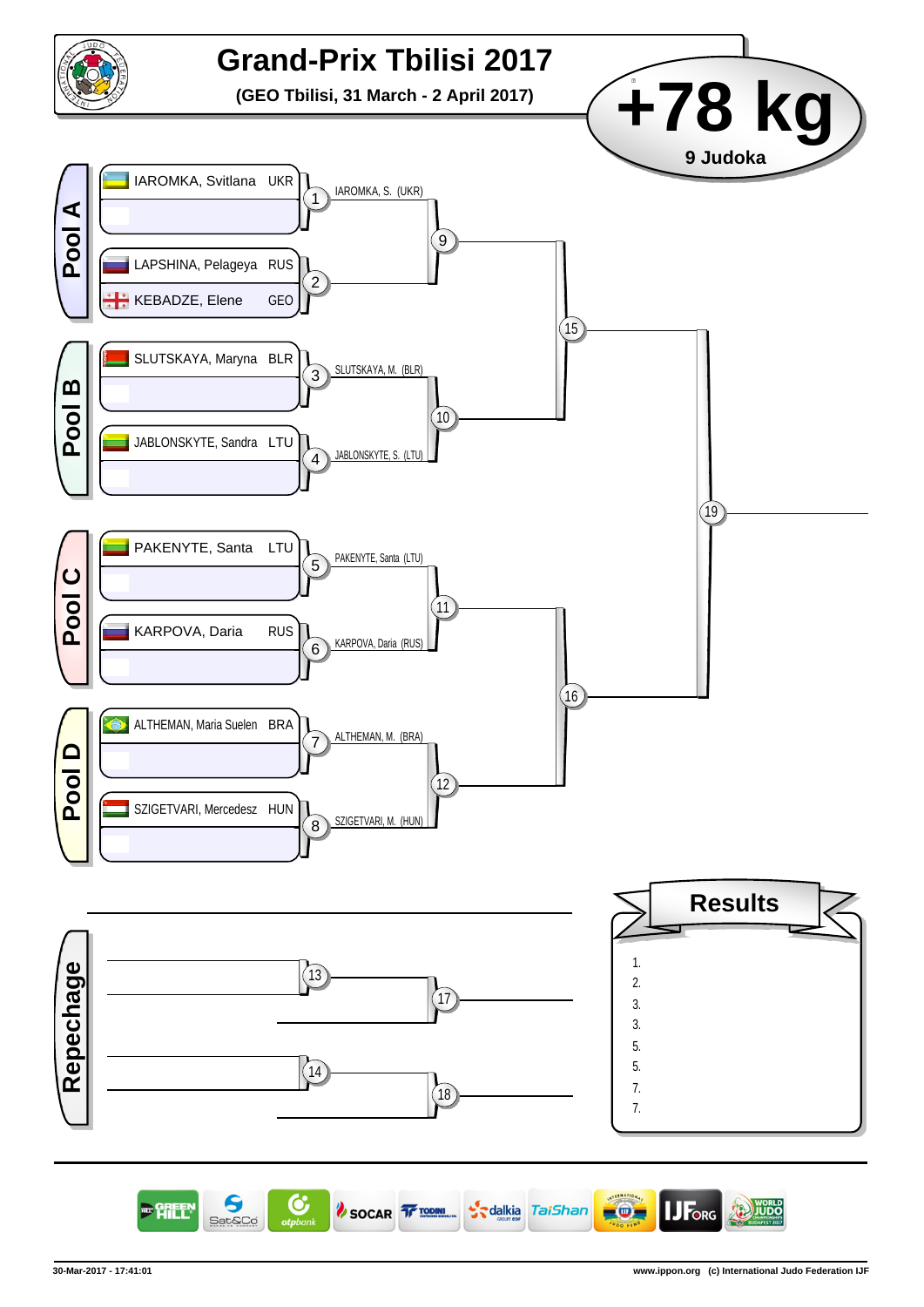# Grand-Prix Tbilisi 2017

**(GEO Tbilisi, 31 March - 2 April 2017)**

# +78 kg

**9 Judoka**

## Pool A

IAROMKA, Svitlana UKR

1 — IAROMKA, S. (UKR)

LAPSHINA, Pelageya RUS

KEBADZE, Elene GEO

2

9

## Pool B

SLUTSKAYA, Maryna BLR

3 — SLUTSKAYA, M. (BLR)

JABLONSKYTE, Sandra LTU

4 — JABLONSKYTE, S. (LTU)

10

15

19

## Pool C

PAKENYTE, Santa LTU

5 — PAKENYTE, Santa (LTU)

KARPOVA, Daria RUS

6 — KARPOVA, Daria (RUS)

11

## Pool D

ALTHEMAN, Maria Suelen BRA

7 — ALTHEMAN, M. (BRA)

SZIGETVARI, Mercedesz HUN

8 — SZIGETVARI, M. (HUN)

12

16

## Repechage

13

14

17

18

## Results

1.
2.
3.
3.
5.
5.
7.
7.

30-Mar-2017 - 17:41:01

www.ippon.org (c) International Judo Federation IJF